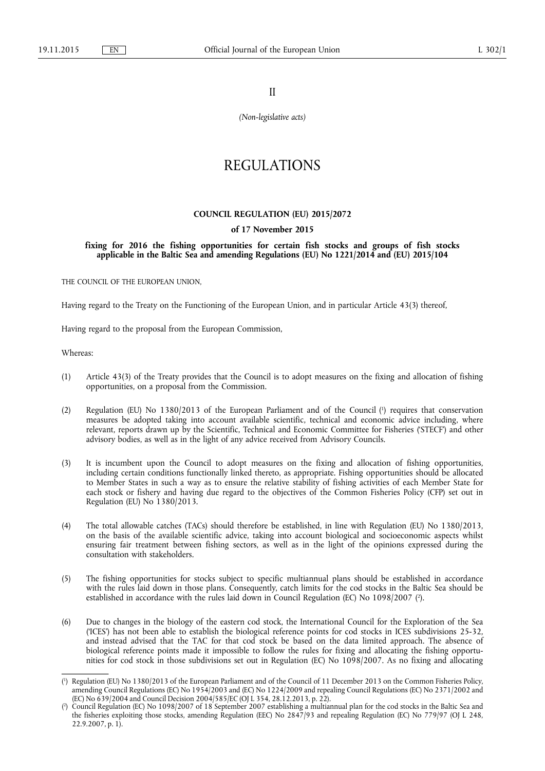II

*(Non-legislative acts)*

# REGULATIONS

## COUNCIL REGULATION (EU) 2015/2072

### of 17 November 2015

### fixing for 2016 the fishing opportunities for certain fish stocks and groups of fish stocks applicable in the Baltic Sea and amending Regulations (EU) No 1221/2014 and (EU) 2015/104

THE COUNCIL OF THE EUROPEAN UNION,

Having regard to the Treaty on the Functioning of the European Union, and in particular Article 43(3) thereof,

Having regard to the proposal from the European Commission,

Whereas:

(1) Article 43(3) of the Treaty provides that the Council is to adopt measures on the fixing and allocation of fishing opportunities, on a proposal from the Commission.

(2) Regulation (EU) No 1380/2013 of the European Parliament and of the Council [1] requires that conservation measures be adopted taking into account available scientific, technical and economic advice including, where relevant, reports drawn up by the Scientific, Technical and Economic Committee for Fisheries ('STECF') and other advisory bodies, as well as in the light of any advice received from Advisory Councils.

(3) It is incumbent upon the Council to adopt measures on the fixing and allocation of fishing opportunities, including certain conditions functionally linked thereto, as appropriate. Fishing opportunities should be allocated to Member States in such a way as to ensure the relative stability of fishing activities of each Member State for each stock or fishery and having due regard to the objectives of the Common Fisheries Policy (CFP) set out in Regulation (EU) No 1380/2013.

(4) The total allowable catches (TACs) should therefore be established, in line with Regulation (EU) No 1380/2013, on the basis of the available scientific advice, taking into account biological and socioeconomic aspects whilst ensuring fair treatment between fishing sectors, as well as in the light of the opinions expressed during the consultation with stakeholders.

(5) The fishing opportunities for stocks subject to specific multiannual plans should be established in accordance with the rules laid down in those plans. Consequently, catch limits for the cod stocks in the Baltic Sea should be established in accordance with the rules laid down in Council Regulation (EC) No 1098/2007 [2].

(6) Due to changes in the biology of the eastern cod stock, the International Council for the Exploration of the Sea ('ICES') has not been able to establish the biological reference points for cod stocks in ICES subdivisions 25-32, and instead advised that the TAC for that cod stock be based on the data limited approach. The absence of biological reference points made it impossible to follow the rules for fixing and allocating the fishing opportunities for cod stock in those subdivisions set out in Regulation (EC) No 1098/2007. As no fixing and allocating

---

[1] Regulation (EU) No 1380/2013 of the European Parliament and of the Council of 11 December 2013 on the Common Fisheries Policy, amending Council Regulations (EC) No 1954/2003 and (EC) No 1224/2009 and repealing Council Regulations (EC) No 2371/2002 and (EC) No 639/2004 and Council Decision 2004/585/EC (OJ L 354, 28.12.2013, p. 22).

[2] Council Regulation (EC) No 1098/2007 of 18 September 2007 establishing a multiannual plan for the cod stocks in the Baltic Sea and the fisheries exploiting those stocks, amending Regulation (EEC) No 2847/93 and repealing Regulation (EC) No 779/97 (OJ L 248, 22.9.2007, p. 1).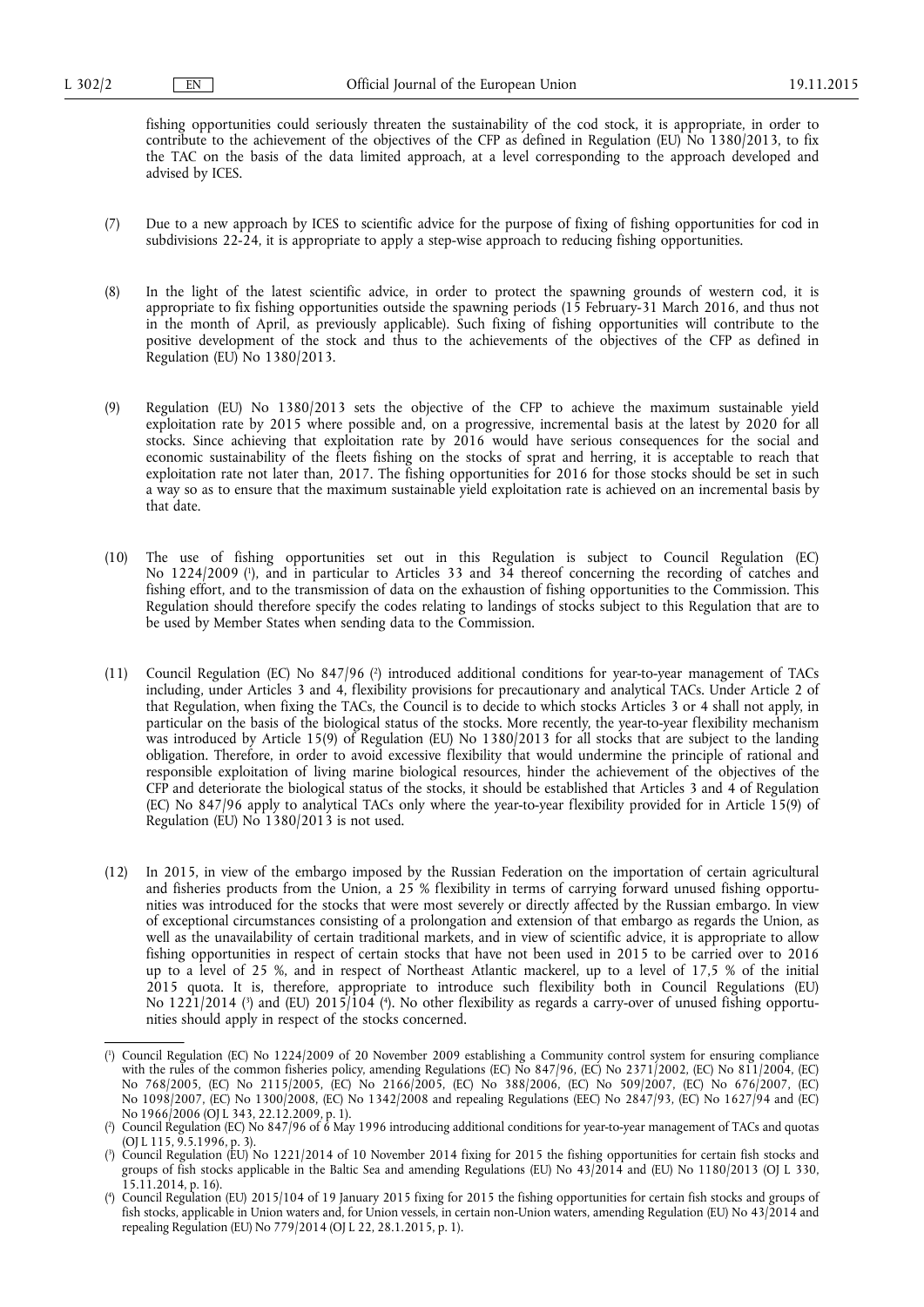fishing opportunities could seriously threaten the sustainability of the cod stock, it is appropriate, in order to contribute to the achievement of the objectives of the CFP as defined in Regulation (EU) No 1380/2013, to fix the TAC on the basis of the data limited approach, at a level corresponding to the approach developed and advised by ICES.

(7) Due to a new approach by ICES to scientific advice for the purpose of fixing of fishing opportunities for cod in subdivisions 22-24, it is appropriate to apply a step-wise approach to reducing fishing opportunities.

(8) In the light of the latest scientific advice, in order to protect the spawning grounds of western cod, it is appropriate to fix fishing opportunities outside the spawning periods (15 February-31 March 2016, and thus not in the month of April, as previously applicable). Such fixing of fishing opportunities will contribute to the positive development of the stock and thus to the achievements of the objectives of the CFP as defined in Regulation (EU) No 1380/2013.

(9) Regulation (EU) No 1380/2013 sets the objective of the CFP to achieve the maximum sustainable yield exploitation rate by 2015 where possible and, on a progressive, incremental basis at the latest by 2020 for all stocks. Since achieving that exploitation rate by 2016 would have serious consequences for the social and economic sustainability of the fleets fishing on the stocks of sprat and herring, it is acceptable to reach that exploitation rate not later than, 2017. The fishing opportunities for 2016 for those stocks should be set in such a way so as to ensure that the maximum sustainable yield exploitation rate is achieved on an incremental basis by that date.

(10) The use of fishing opportunities set out in this Regulation is subject to Council Regulation (EC) No 1224/2009 [1], and in particular to Articles 33 and 34 thereof concerning the recording of catches and fishing effort, and to the transmission of data on the exhaustion of fishing opportunities to the Commission. This Regulation should therefore specify the codes relating to landings of stocks subject to this Regulation that are to be used by Member States when sending data to the Commission.

(11) Council Regulation (EC) No 847/96 [2] introduced additional conditions for year-to-year management of TACs including, under Articles 3 and 4, flexibility provisions for precautionary and analytical TACs. Under Article 2 of that Regulation, when fixing the TACs, the Council is to decide to which stocks Articles 3 or 4 shall not apply, in particular on the basis of the biological status of the stocks. More recently, the year-to-year flexibility mechanism was introduced by Article 15(9) of Regulation (EU) No 1380/2013 for all stocks that are subject to the landing obligation. Therefore, in order to avoid excessive flexibility that would undermine the principle of rational and responsible exploitation of living marine biological resources, hinder the achievement of the objectives of the CFP and deteriorate the biological status of the stocks, it should be established that Articles 3 and 4 of Regulation (EC) No 847/96 apply to analytical TACs only where the year-to-year flexibility provided for in Article 15(9) of Regulation (EU) No 1380/2013 is not used.

(12) In 2015, in view of the embargo imposed by the Russian Federation on the importation of certain agricultural and fisheries products from the Union, a 25 % flexibility in terms of carrying forward unused fishing opportunities was introduced for the stocks that were most severely or directly affected by the Russian embargo. In view of exceptional circumstances consisting of a prolongation and extension of that embargo as regards the Union, as well as the unavailability of certain traditional markets, and in view of scientific advice, it is appropriate to allow fishing opportunities in respect of certain stocks that have not been used in 2015 to be carried over to 2016 up to a level of 25 %, and in respect of Northeast Atlantic mackerel, up to a level of 17,5 % of the initial 2015 quota. It is, therefore, appropriate to introduce such flexibility both in Council Regulations (EU) No 1221/2014 [3] and (EU) 2015/104 [4]. No other flexibility as regards a carry-over of unused fishing opportunities should apply in respect of the stocks concerned.

---

[1] Council Regulation (EC) No 1224/2009 of 20 November 2009 establishing a Community control system for ensuring compliance with the rules of the common fisheries policy, amending Regulations (EC) No 847/96, (EC) No 2371/2002, (EC) No 811/2004, (EC) No 768/2005, (EC) No 2115/2005, (EC) No 2166/2005, (EC) No 388/2006, (EC) No 509/2007, (EC) No 676/2007, (EC) No 1098/2007, (EC) No 1300/2008, (EC) No 1342/2008 and repealing Regulations (EEC) No 2847/93, (EC) No 1627/94 and (EC) No 1966/2006 (OJ L 343, 22.12.2009, p. 1).

[2] Council Regulation (EC) No 847/96 of 6 May 1996 introducing additional conditions for year-to-year management of TACs and quotas (OJ L 115, 9.5.1996, p. 3).

[3] Council Regulation (EU) No 1221/2014 of 10 November 2014 fixing for 2015 the fishing opportunities for certain fish stocks and groups of fish stocks applicable in the Baltic Sea and amending Regulations (EU) No 43/2014 and (EU) No 1180/2013 (OJ L 330, 15.11.2014, p. 16).

[4] Council Regulation (EU) 2015/104 of 19 January 2015 fixing for 2015 the fishing opportunities for certain fish stocks and groups of fish stocks, applicable in Union waters and, for Union vessels, in certain non-Union waters, amending Regulation (EU) No 43/2014 and repealing Regulation (EU) No 779/2014 (OJ L 22, 28.1.2015, p. 1).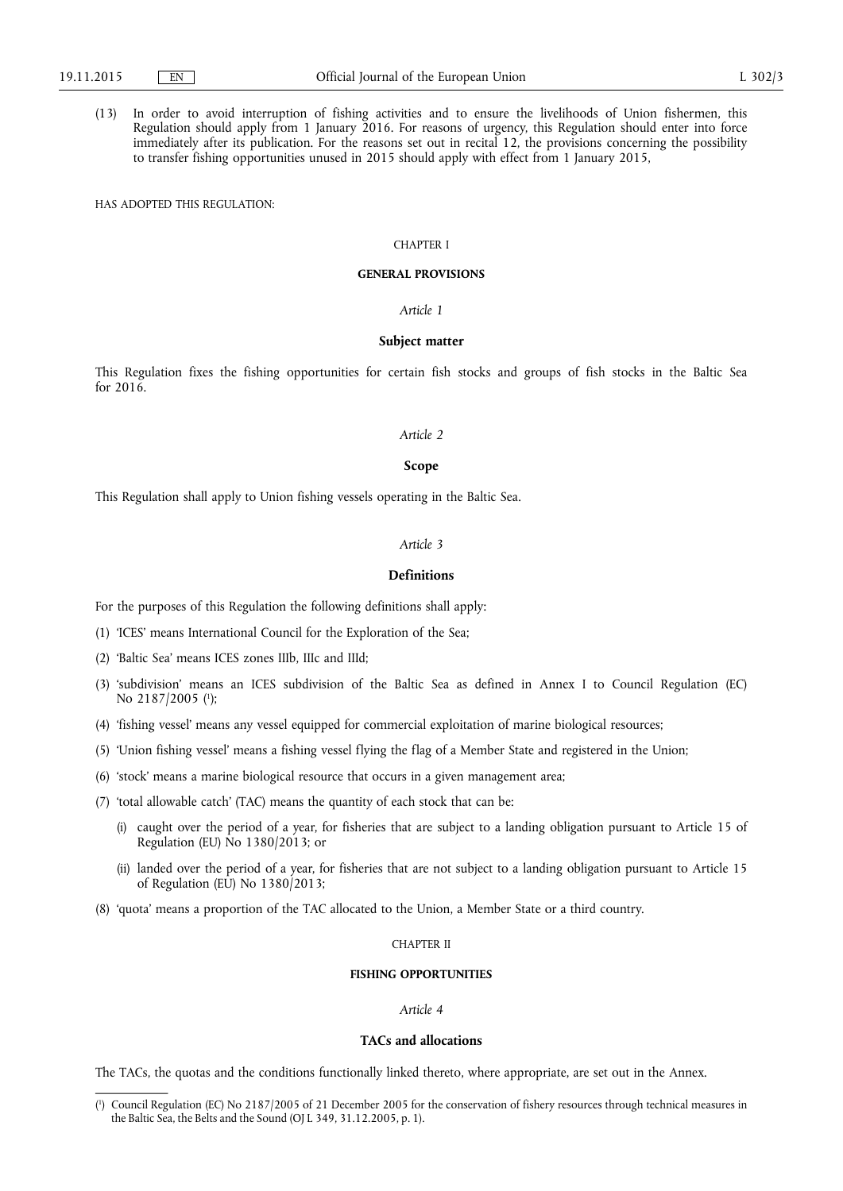(13) In order to avoid interruption of fishing activities and to ensure the livelihoods of Union fishermen, this Regulation should apply from 1 January 2016. For reasons of urgency, this Regulation should enter into force immediately after its publication. For the reasons set out in recital 12, the provisions concerning the possibility to transfer fishing opportunities unused in 2015 should apply with effect from 1 January 2015,

HAS ADOPTED THIS REGULATION:

CHAPTER I

**GENERAL PROVISIONS**

*Article 1*

**Subject matter**

This Regulation fixes the fishing opportunities for certain fish stocks and groups of fish stocks in the Baltic Sea for 2016.

*Article 2*

**Scope**

This Regulation shall apply to Union fishing vessels operating in the Baltic Sea.

*Article 3*

**Definitions**

For the purposes of this Regulation the following definitions shall apply:

(1) 'ICES' means International Council for the Exploration of the Sea;

(2) 'Baltic Sea' means ICES zones IIIb, IIIc and IIId;

(3) 'subdivision' means an ICES subdivision of the Baltic Sea as defined in Annex I to Council Regulation (EC) No 2187/2005 [1];

(4) 'fishing vessel' means any vessel equipped for commercial exploitation of marine biological resources;

(5) 'Union fishing vessel' means a fishing vessel flying the flag of a Member State and registered in the Union;

(6) 'stock' means a marine biological resource that occurs in a given management area;

(7) 'total allowable catch' (TAC) means the quantity of each stock that can be:

(i) caught over the period of a year, for fisheries that are subject to a landing obligation pursuant to Article 15 of Regulation (EU) No 1380/2013; or

(ii) landed over the period of a year, for fisheries that are not subject to a landing obligation pursuant to Article 15 of Regulation (EU) No 1380/2013;

(8) 'quota' means a proportion of the TAC allocated to the Union, a Member State or a third country.

CHAPTER II

**FISHING OPPORTUNITIES**

*Article 4*

**TACs and allocations**

The TACs, the quotas and the conditions functionally linked thereto, where appropriate, are set out in the Annex.

---

[1] Council Regulation (EC) No 2187/2005 of 21 December 2005 for the conservation of fishery resources through technical measures in the Baltic Sea, the Belts and the Sound (OJ L 349, 31.12.2005, p. 1).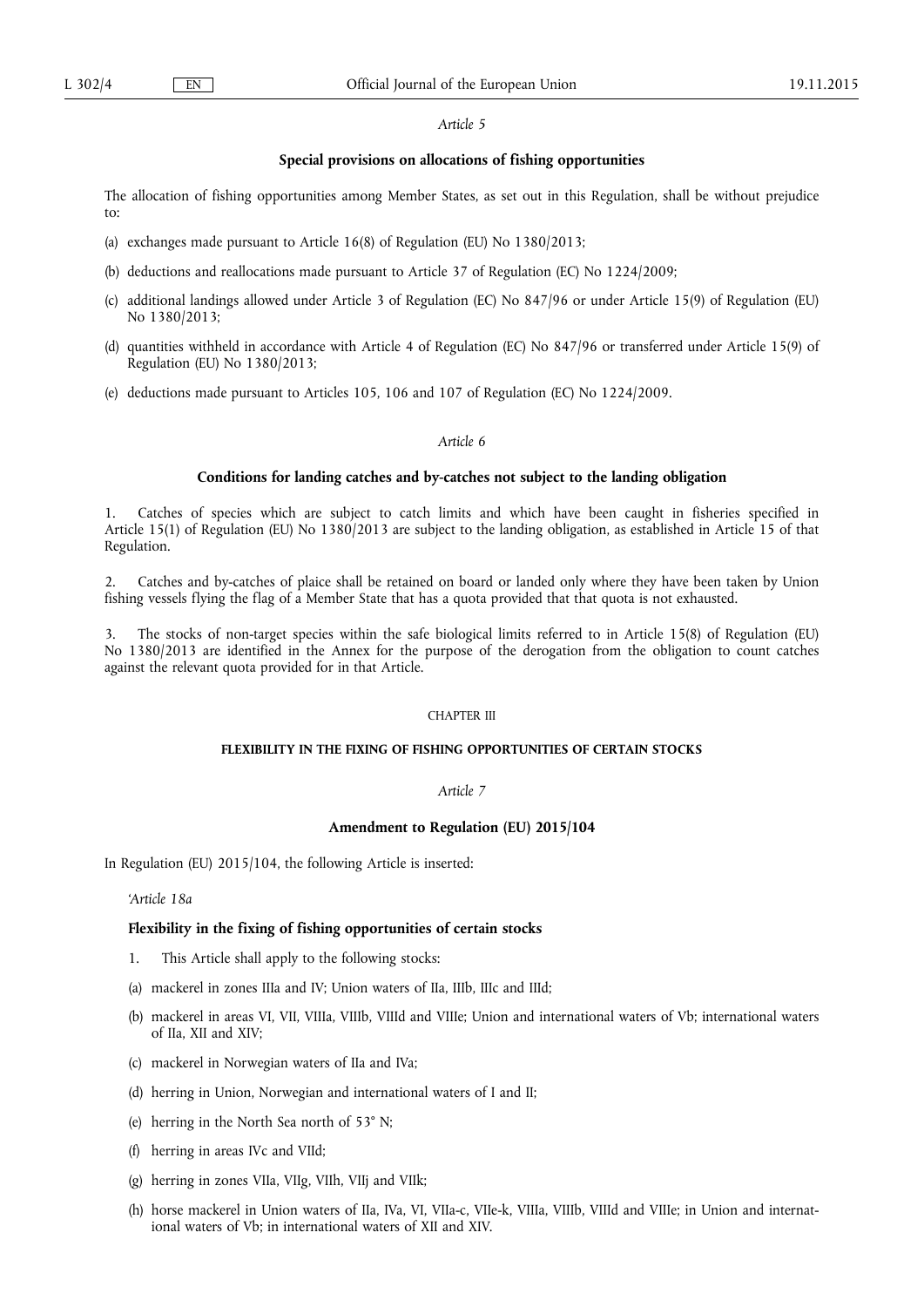*Article 5*

**Special provisions on allocations of fishing opportunities**

The allocation of fishing opportunities among Member States, as set out in this Regulation, shall be without prejudice to:

(a) exchanges made pursuant to Article 16(8) of Regulation (EU) No 1380/2013;

(b) deductions and reallocations made pursuant to Article 37 of Regulation (EC) No 1224/2009;

(c) additional landings allowed under Article 3 of Regulation (EC) No 847/96 or under Article 15(9) of Regulation (EU) No 1380/2013;

(d) quantities withheld in accordance with Article 4 of Regulation (EC) No 847/96 or transferred under Article 15(9) of Regulation (EU) No 1380/2013;

(e) deductions made pursuant to Articles 105, 106 and 107 of Regulation (EC) No 1224/2009.

*Article 6*

**Conditions for landing catches and by-catches not subject to the landing obligation**

1. Catches of species which are subject to catch limits and which have been caught in fisheries specified in Article 15(1) of Regulation (EU) No 1380/2013 are subject to the landing obligation, as established in Article 15 of that Regulation.

2. Catches and by-catches of plaice shall be retained on board or landed only where they have been taken by Union fishing vessels flying the flag of a Member State that has a quota provided that that quota is not exhausted.

3. The stocks of non-target species within the safe biological limits referred to in Article 15(8) of Regulation (EU) No 1380/2013 are identified in the Annex for the purpose of the derogation from the obligation to count catches against the relevant quota provided for in that Article.

CHAPTER III

**FLEXIBILITY IN THE FIXING OF FISHING OPPORTUNITIES OF CERTAIN STOCKS**

*Article 7*

**Amendment to Regulation (EU) 2015/104**

In Regulation (EU) 2015/104, the following Article is inserted:

'*Article 18a*

**Flexibility in the fixing of fishing opportunities of certain stocks**

1. This Article shall apply to the following stocks:

(a) mackerel in zones IIIa and IV; Union waters of IIa, IIIb, IIIc and IIId;

(b) mackerel in areas VI, VII, VIIIa, VIIIb, VIIId and VIIIe; Union and international waters of Vb; international waters of IIa, XII and XIV;

(c) mackerel in Norwegian waters of IIa and IVa;

(d) herring in Union, Norwegian and international waters of I and II;

(e) herring in the North Sea north of 53° N;

(f) herring in areas IVc and VIId;

(g) herring in zones VIIa, VIIg, VIIh, VIIj and VIIk;

(h) horse mackerel in Union waters of IIa, IVa, VI, VIIa-c, VIIe-k, VIIIa, VIIIb, VIIId and VIIIe; in Union and international waters of Vb; in international waters of XII and XIV.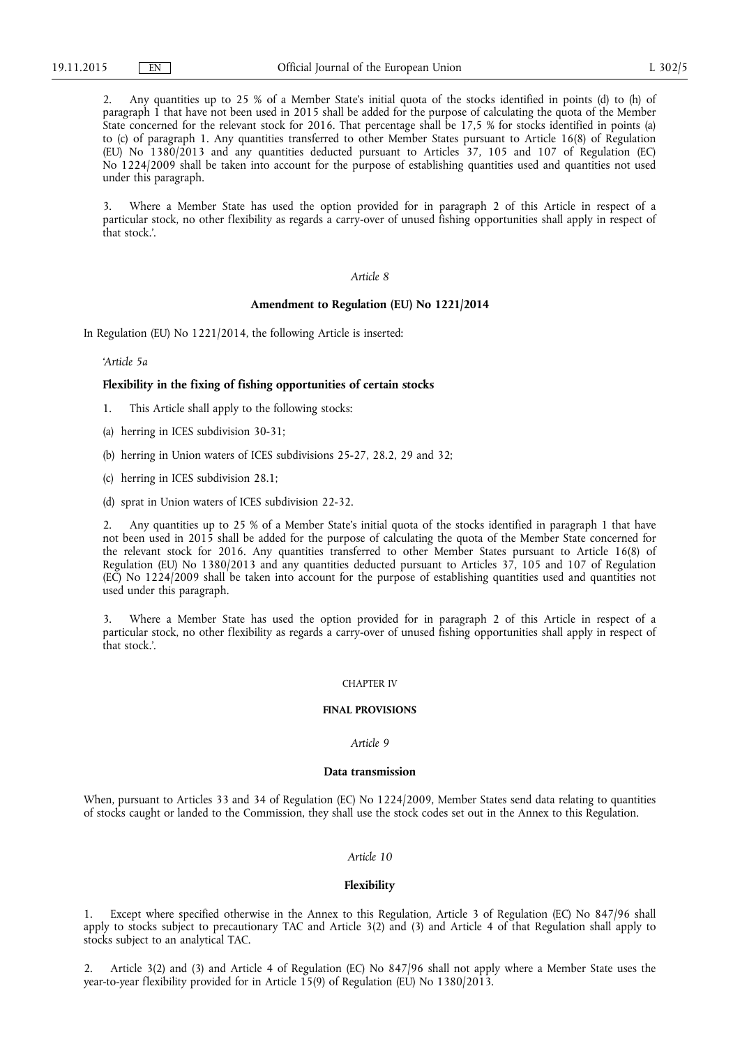2. Any quantities up to 25 % of a Member State's initial quota of the stocks identified in points (d) to (h) of paragraph 1 that have not been used in 2015 shall be added for the purpose of calculating the quota of the Member State concerned for the relevant stock for 2016. That percentage shall be 17,5 % for stocks identified in points (a) to (c) of paragraph 1. Any quantities transferred to other Member States pursuant to Article 16(8) of Regulation (EU) No 1380/2013 and any quantities deducted pursuant to Articles 37, 105 and 107 of Regulation (EC) No 1224/2009 shall be taken into account for the purpose of establishing quantities used and quantities not used under this paragraph.

3. Where a Member State has used the option provided for in paragraph 2 of this Article in respect of a particular stock, no other flexibility as regards a carry-over of unused fishing opportunities shall apply in respect of that stock.'.

*Article 8*

**Amendment to Regulation (EU) No 1221/2014**

In Regulation (EU) No 1221/2014, the following Article is inserted:

'*Article 5a*

**Flexibility in the fixing of fishing opportunities of certain stocks**

1. This Article shall apply to the following stocks:

(a) herring in ICES subdivision 30-31;

(b) herring in Union waters of ICES subdivisions 25-27, 28.2, 29 and 32;

(c) herring in ICES subdivision 28.1;

(d) sprat in Union waters of ICES subdivision 22-32.

2. Any quantities up to 25 % of a Member State's initial quota of the stocks identified in paragraph 1 that have not been used in 2015 shall be added for the purpose of calculating the quota of the Member State concerned for the relevant stock for 2016. Any quantities transferred to other Member States pursuant to Article 16(8) of Regulation (EU) No 1380/2013 and any quantities deducted pursuant to Articles 37, 105 and 107 of Regulation (EC) No 1224/2009 shall be taken into account for the purpose of establishing quantities used and quantities not used under this paragraph.

3. Where a Member State has used the option provided for in paragraph 2 of this Article in respect of a particular stock, no other flexibility as regards a carry-over of unused fishing opportunities shall apply in respect of that stock.'.

CHAPTER IV

**FINAL PROVISIONS**

*Article 9*

**Data transmission**

When, pursuant to Articles 33 and 34 of Regulation (EC) No 1224/2009, Member States send data relating to quantities of stocks caught or landed to the Commission, they shall use the stock codes set out in the Annex to this Regulation.

*Article 10*

**Flexibility**

1. Except where specified otherwise in the Annex to this Regulation, Article 3 of Regulation (EC) No 847/96 shall apply to stocks subject to precautionary TAC and Article 3(2) and (3) and Article 4 of that Regulation shall apply to stocks subject to an analytical TAC.

2. Article 3(2) and (3) and Article 4 of Regulation (EC) No 847/96 shall not apply where a Member State uses the year-to-year flexibility provided for in Article 15(9) of Regulation (EU) No 1380/2013.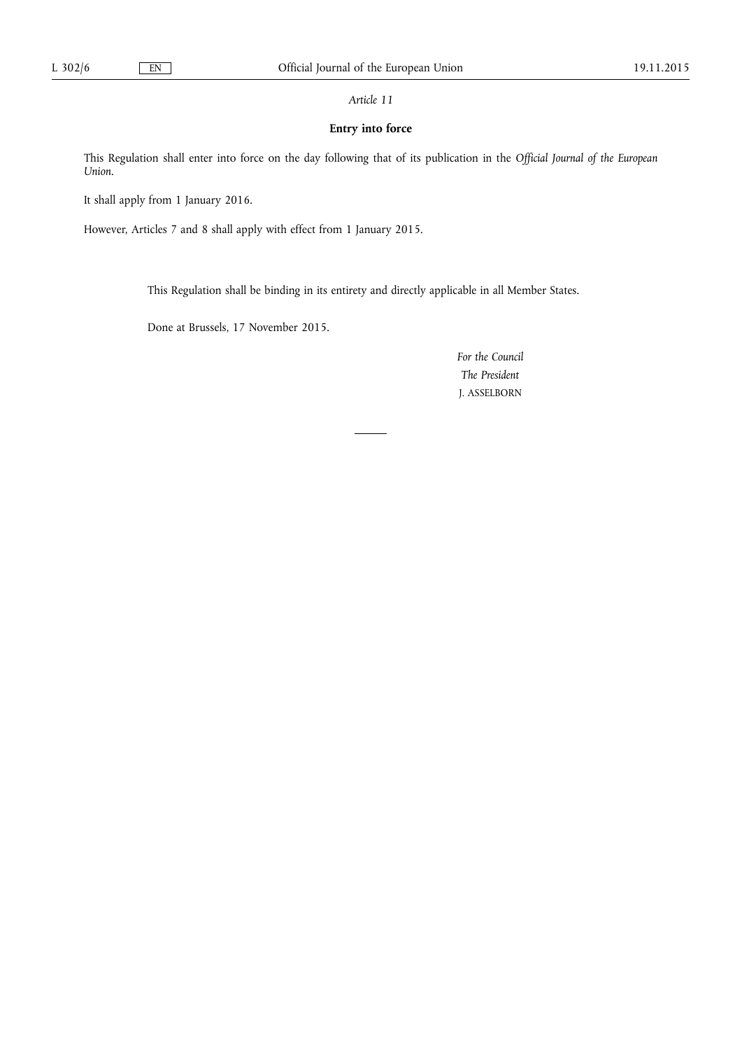*Article 11*

**Entry into force**

This Regulation shall enter into force on the day following that of its publication in the *Official Journal of the European Union*.

It shall apply from 1 January 2016.

However, Articles 7 and 8 shall apply with effect from 1 January 2015.

This Regulation shall be binding in its entirety and directly applicable in all Member States.

Done at Brussels, 17 November 2015.

*For the Council*

*The President*

J. ASSELBORN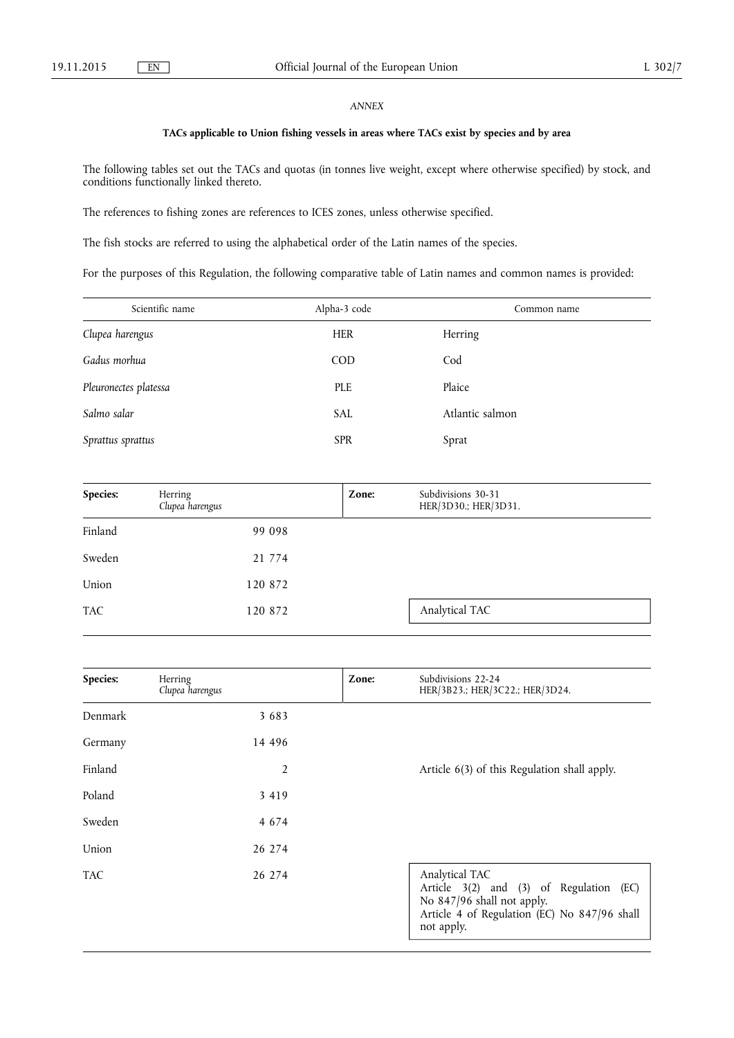*ANNEX*

**TACs applicable to Union fishing vessels in areas where TACs exist by species and by area**

The following tables set out the TACs and quotas (in tonnes live weight, except where otherwise specified) by stock, and conditions functionally linked thereto.

The references to fishing zones are references to ICES zones, unless otherwise specified.

The fish stocks are referred to using the alphabetical order of the Latin names of the species.

For the purposes of this Regulation, the following comparative table of Latin names and common names is provided:

| Scientific name | Alpha-3 code | Common name |
|---|---|---|
| *Clupea harengus* | HER | Herring |
| *Gadus morhua* | COD | Cod |
| *Pleuronectes platessa* | PLE | Plaice |
| *Salmo salar* | SAL | Atlantic salmon |
| *Sprattus sprattus* | SPR | Sprat |

| **Species:** | Herring *Clupea harengus* | **Zone:** | Subdivisions 30-31 HER/3D30.; HER/3D31. |
|---|---|---|---|
| Finland | 99 098 | | |
| Sweden | 21 774 | | |
| Union | 120 872 | | |
| TAC | 120 872 | | Analytical TAC |

| **Species:** | Herring *Clupea harengus* | **Zone:** | Subdivisions 22-24 HER/3B23.; HER/3C22.; HER/3D24. |
|---|---|---|---|
| Denmark | 3 683 | | |
| Germany | 14 496 | | |
| Finland | 2 | | Article 6(3) of this Regulation shall apply. |
| Poland | 3 419 | | |
| Sweden | 4 674 | | |
| Union | 26 274 | | |
| TAC | 26 274 | | Analytical TAC<br>Article 3(2) and (3) of Regulation (EC) No 847/96 shall not apply.<br>Article 4 of Regulation (EC) No 847/96 shall not apply. |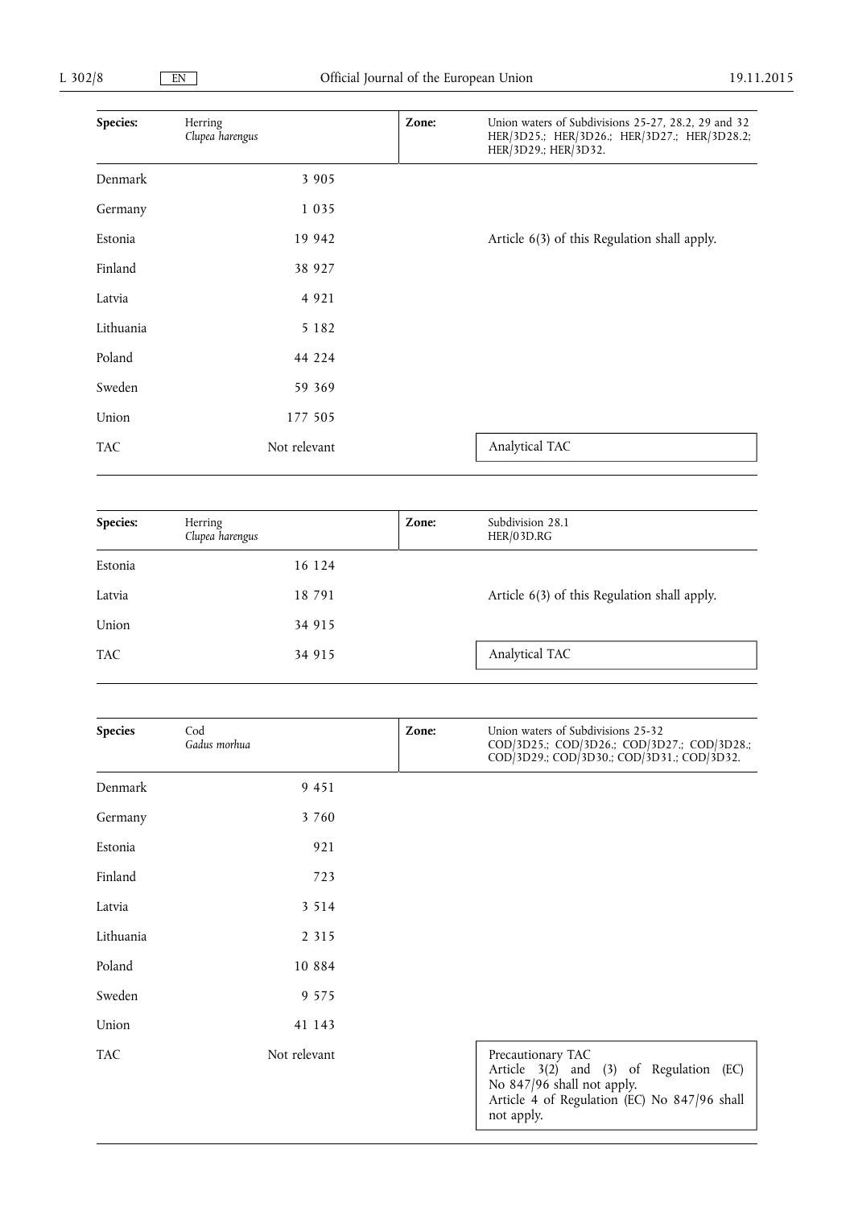| Species: | Herring *Clupea harengus* | Zone: | Union waters of Subdivisions 25-27, 28.2, 29 and 32 HER/3D25.; HER/3D26.; HER/3D27.; HER/3D28.2; HER/3D29.; HER/3D32. |
|---|---|---|---|
| Denmark | 3 905 | | |
| Germany | 1 035 | | |
| Estonia | 19 942 | | Article 6(3) of this Regulation shall apply. |
| Finland | 38 927 | | |
| Latvia | 4 921 | | |
| Lithuania | 5 182 | | |
| Poland | 44 224 | | |
| Sweden | 59 369 | | |
| Union | 177 505 | | |
| TAC | Not relevant | | Analytical TAC |

| Species: | Herring *Clupea harengus* | Zone: | Subdivision 28.1 HER/03D.RG |
|---|---|---|---|
| Estonia | 16 124 | | |
| Latvia | 18 791 | | Article 6(3) of this Regulation shall apply. |
| Union | 34 915 | | |
| TAC | 34 915 | | Analytical TAC |

| Species | Cod *Gadus morhua* | Zone: | Union waters of Subdivisions 25-32 COD/3D25.; COD/3D26.; COD/3D27.; COD/3D28.; COD/3D29.; COD/3D30.; COD/3D31.; COD/3D32. |
|---|---|---|---|
| Denmark | 9 451 | | |
| Germany | 3 760 | | |
| Estonia | 921 | | |
| Finland | 723 | | |
| Latvia | 3 514 | | |
| Lithuania | 2 315 | | |
| Poland | 10 884 | | |
| Sweden | 9 575 | | |
| Union | 41 143 | | |
| TAC | Not relevant | | Precautionary TAC<br>Article 3(2) and (3) of Regulation (EC) No 847/96 shall not apply.<br>Article 4 of Regulation (EC) No 847/96 shall not apply. |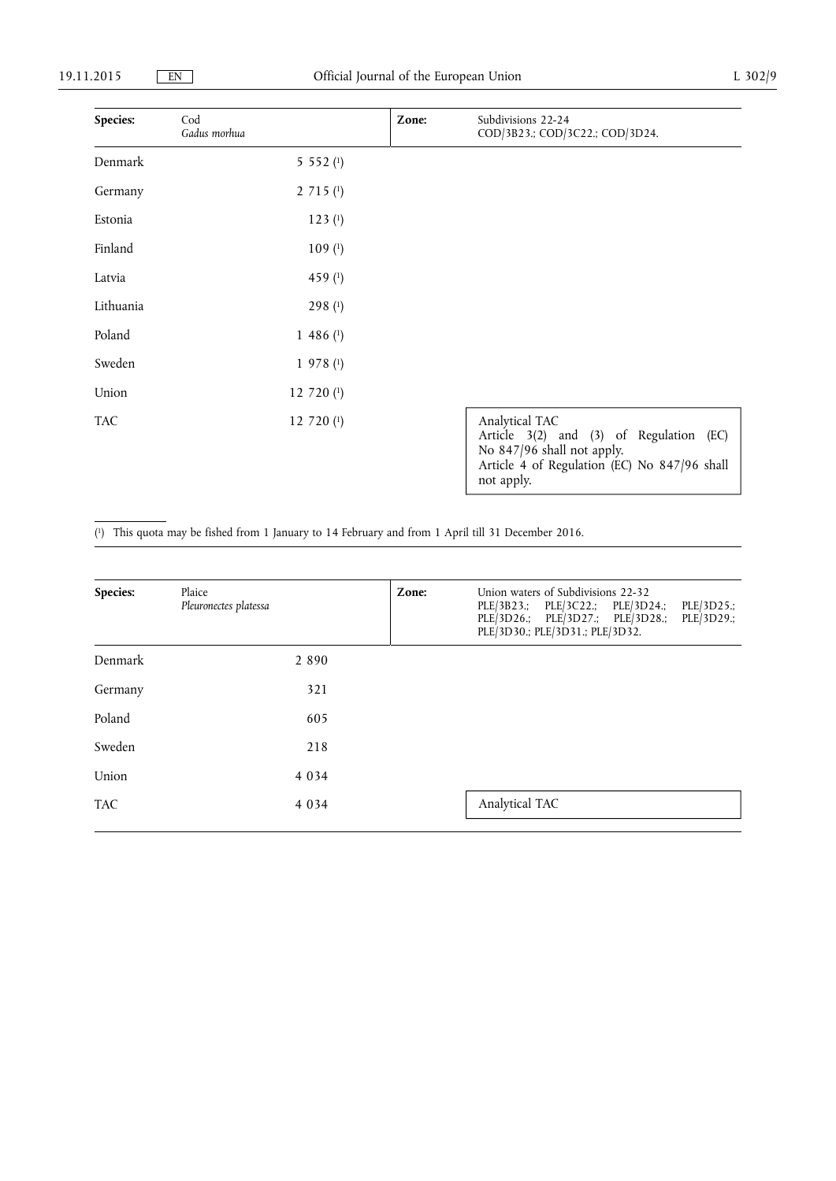| Species: | Cod *Gadus morhua* | Zone: | Subdivisions 22-24 COD/3B23.; COD/3C22.; COD/3D24. |
|---|---|---|---|
| Denmark | 5 552 [1] | | |
| Germany | 2 715 [1] | | |
| Estonia | 123 [1] | | |
| Finland | 109 [1] | | |
| Latvia | 459 [1] | | |
| Lithuania | 298 [1] | | |
| Poland | 1 486 [1] | | |
| Sweden | 1 978 [1] | | |
| Union | 12 720 [1] | | |
| TAC | 12 720 [1] | | Analytical TAC Article 3(2) and (3) of Regulation (EC) No 847/96 shall not apply. Article 4 of Regulation (EC) No 847/96 shall not apply. |

[1] This quota may be fished from 1 January to 14 February and from 1 April till 31 December 2016.

| Species: | Plaice *Pleuronectes platessa* | Zone: | Union waters of Subdivisions 22-32 PLE/3B23.; PLE/3C22.; PLE/3D24.; PLE/3D25.; PLE/3D26.; PLE/3D27.; PLE/3D28.; PLE/3D29.; PLE/3D30.; PLE/3D31.; PLE/3D32. |
|---|---|---|---|
| Denmark | 2 890 | | |
| Germany | 321 | | |
| Poland | 605 | | |
| Sweden | 218 | | |
| Union | 4 034 | | |
| TAC | 4 034 | | Analytical TAC |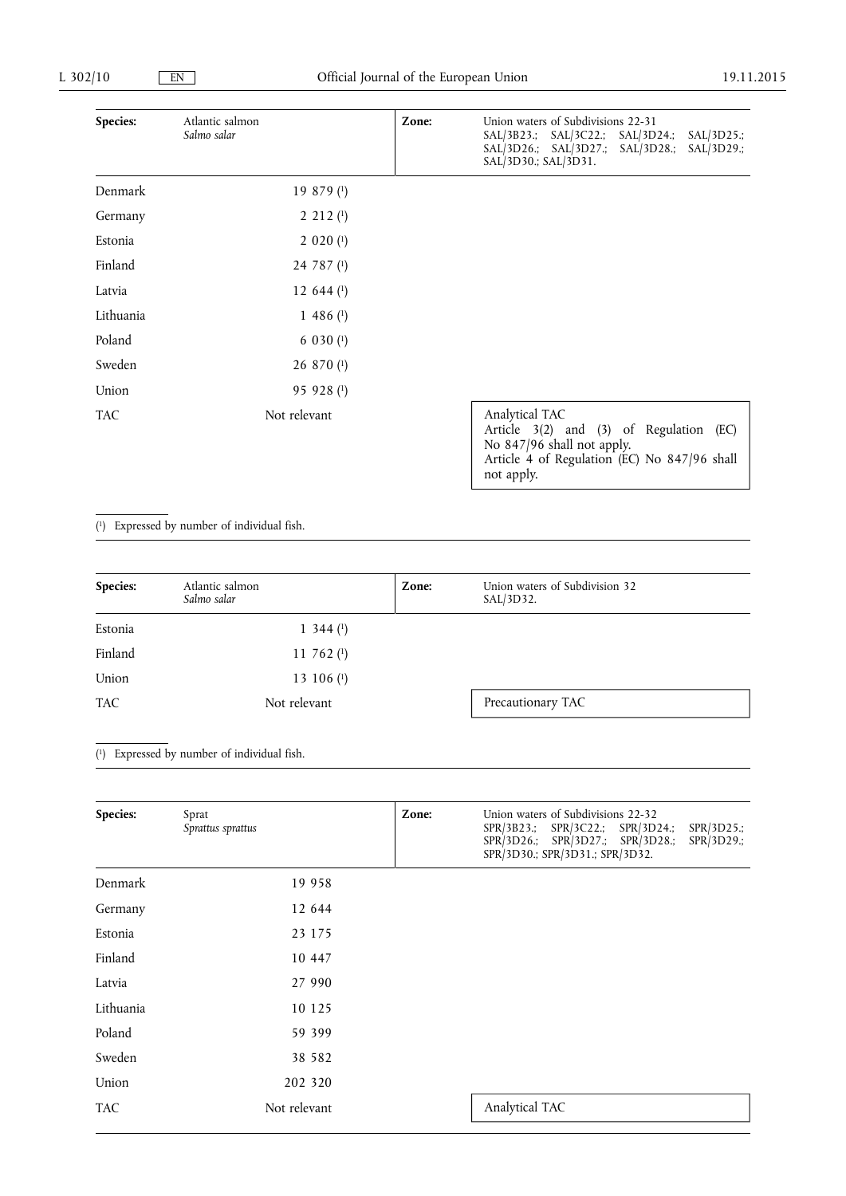| Species: | Atlantic salmon *Salmo salar* | Zone: | Union waters of Subdivisions 22-31 SAL/3B23.; SAL/3C22.; SAL/3D24.; SAL/3D25.; SAL/3D26.; SAL/3D27.; SAL/3D28.; SAL/3D29.; SAL/3D30.; SAL/3D31. |
|---|---|---|---|
| Denmark | 19 879 [1] | | |
| Germany | 2 212 [1] | | |
| Estonia | 2 020 [1] | | |
| Finland | 24 787 [1] | | |
| Latvia | 12 644 [1] | | |
| Lithuania | 1 486 [1] | | |
| Poland | 6 030 [1] | | |
| Sweden | 26 870 [1] | | |
| Union | 95 928 [1] | | |
| TAC | Not relevant | | Analytical TAC<br>Article 3(2) and (3) of Regulation (EC) No 847/96 shall not apply.<br>Article 4 of Regulation (EC) No 847/96 shall not apply. |

[1] Expressed by number of individual fish.

| Species: | Atlantic salmon *Salmo salar* | Zone: | Union waters of Subdivision 32 SAL/3D32. |
|---|---|---|---|
| Estonia | 1 344 [1] | | |
| Finland | 11 762 [1] | | |
| Union | 13 106 [1] | | |
| TAC | Not relevant | | Precautionary TAC |

[1] Expressed by number of individual fish.

| Species: | Sprat *Sprattus sprattus* | Zone: | Union waters of Subdivisions 22-32 SPR/3B23.; SPR/3C22.; SPR/3D24.; SPR/3D25.; SPR/3D26.; SPR/3D27.; SPR/3D28.; SPR/3D29.; SPR/3D30.; SPR/3D31.; SPR/3D32. |
|---|---|---|---|
| Denmark | 19 958 | | |
| Germany | 12 644 | | |
| Estonia | 23 175 | | |
| Finland | 10 447 | | |
| Latvia | 27 990 | | |
| Lithuania | 10 125 | | |
| Poland | 59 399 | | |
| Sweden | 38 582 | | |
| Union | 202 320 | | |
| TAC | Not relevant | | Analytical TAC |